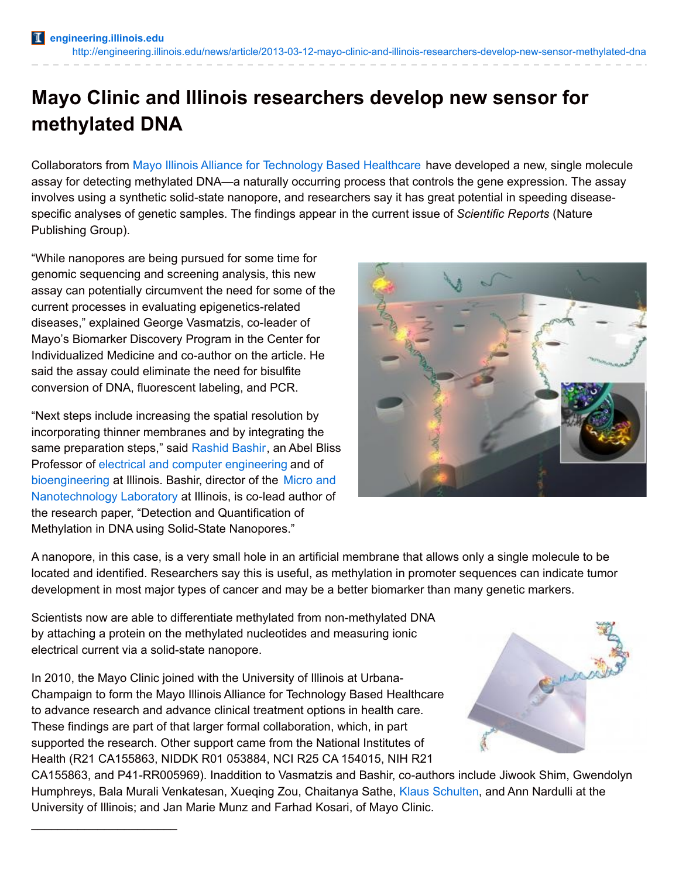engineering.illinois.edu
http://engineering.illinois.edu/news/article/2013-03-12-mayo-clinic-and-illinois-researchers-develop-new-sensor-methylated-dna

# Mayo Clinic and Illinois researchers develop new sensor for methylated DNA

Collaborators from Mayo Illinois Alliance for Technology Based Healthcare have developed a new, single molecule assay for detecting methylated DNA—a naturally occurring process that controls the gene expression. The assay involves using a synthetic solid-state nanopore, and researchers say it has great potential in speeding disease-specific analyses of genetic samples. The findings appear in the current issue of *Scientific Reports* (Nature Publishing Group).

"While nanopores are being pursued for some time for genomic sequencing and screening analysis, this new assay can potentially circumvent the need for some of the current processes in evaluating epigenetics-related diseases," explained George Vasmatzis, co-leader of Mayo's Biomarker Discovery Program in the Center for Individualized Medicine and co-author on the article. He said the assay could eliminate the need for bisulfite conversion of DNA, fluorescent labeling, and PCR.

"Next steps include increasing the spatial resolution by incorporating thinner membranes and by integrating the same preparation steps," said Rashid Bashir, an Abel Bliss Professor of electrical and computer engineering and of bioengineering at Illinois. Bashir, director of the Micro and Nanotechnology Laboratory at Illinois, is co-lead author of the research paper, "Detection and Quantification of Methylation in DNA using Solid-State Nanopores."

A nanopore, in this case, is a very small hole in an artificial membrane that allows only a single molecule to be located and identified. Researchers say this is useful, as methylation in promoter sequences can indicate tumor development in most major types of cancer and may be a better biomarker than many genetic markers.

Scientists now are able to differentiate methylated from non-methylated DNA by attaching a protein on the methylated nucleotides and measuring ionic electrical current via a solid-state nanopore.

In 2010, the Mayo Clinic joined with the University of Illinois at Urbana-Champaign to form the Mayo Illinois Alliance for Technology Based Healthcare to advance research and advance clinical treatment options in health care. These findings are part of that larger formal collaboration, which, in part supported the research. Other support came from the National Institutes of Health (R21 CA155863, NIDDK R01 053884, NCI R25 CA 154015, NIH R21 CA155863, and P41-RR005969). Inaddition to Vasmatzis and Bashir, co-authors include Jiwook Shim, Gwendolyn Humphreys, Bala Murali Venkatesan, Xueqing Zou, Chaitanya Sathe, Klaus Schulten, and Ann Nardulli at the University of Illinois; and Jan Marie Munz and Farhad Kosari, of Mayo Clinic.

______________________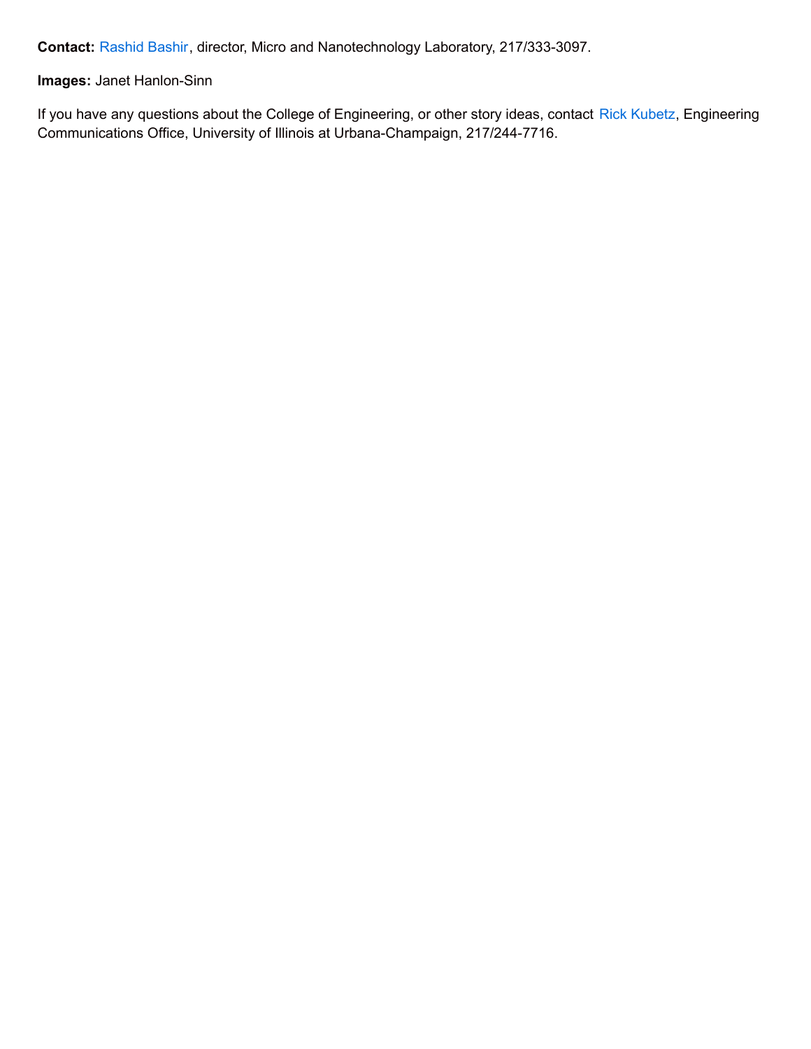**Contact:** Rashid Bashir, director, Micro and Nanotechnology Laboratory, 217/333-3097.

**Images:** Janet Hanlon-Sinn

If you have any questions about the College of Engineering, or other story ideas, contact Rick Kubetz, Engineering Communications Office, University of Illinois at Urbana-Champaign, 217/244-7716.